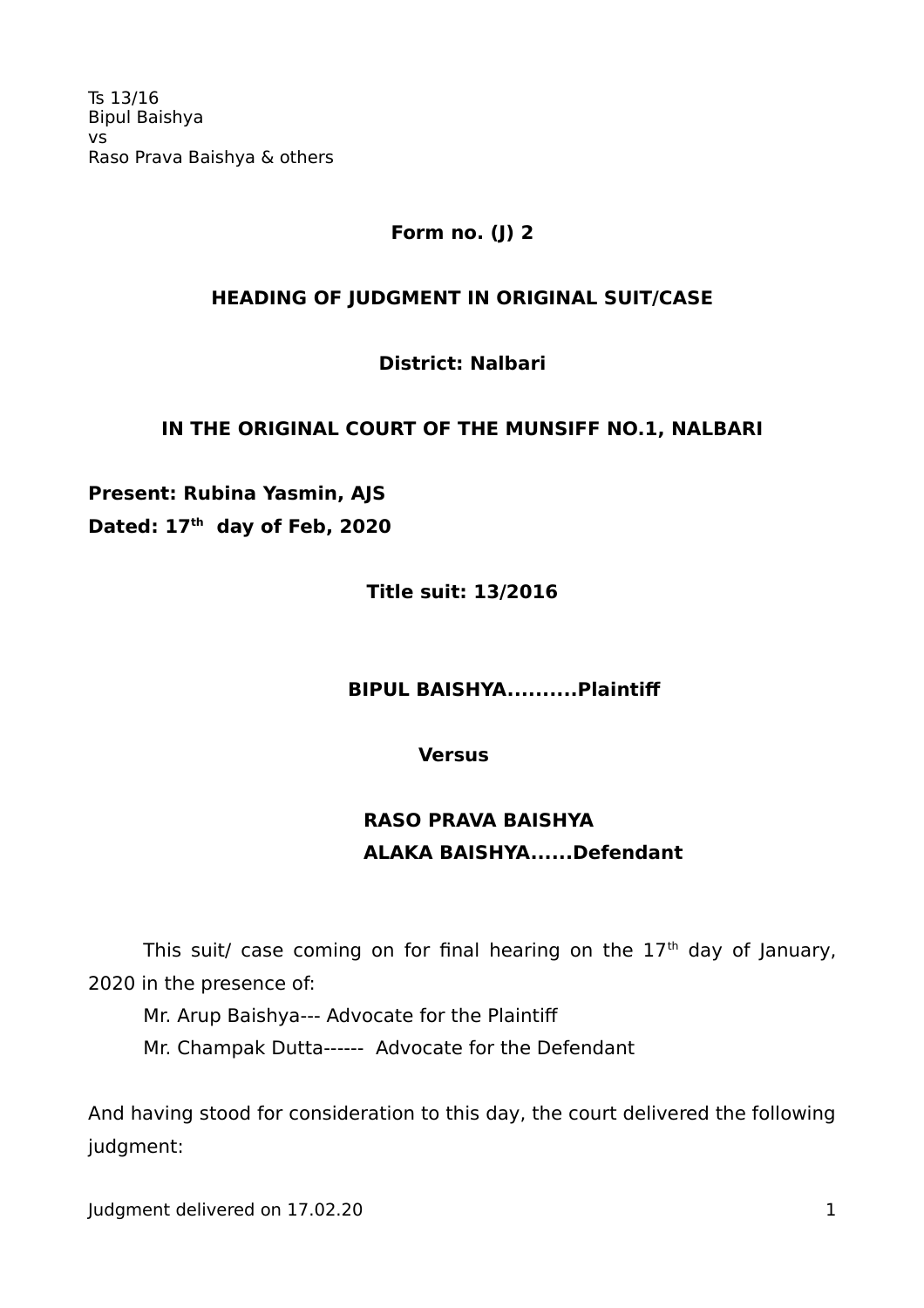Ts 13/16
Bipul Baishya
vs
Raso Prava Baishya & others

**Form no. (J) 2**

**HEADING OF JUDGMENT IN ORIGINAL SUIT/CASE**

**District: Nalbari**

**IN THE ORIGINAL COURT OF THE MUNSIFF NO.1, NALBARI**

**Present: Rubina Yasmin, AJS**
**Dated: 17th day of Feb, 2020**

**Title suit: 13/2016**

**BIPUL BAISHYA..........Plaintiff**

**Versus**

**RASO PRAVA BAISHYA**
**ALAKA BAISHYA......Defendant**

This suit/ case coming on for final hearing on the 17th day of January, 2020 in the presence of:

Mr. Arup Baishya--- Advocate for the Plaintiff

Mr. Champak Dutta------ Advocate for the Defendant

And having stood for consideration to this day, the court delivered the following judgment:

Judgment delivered on 17.02.20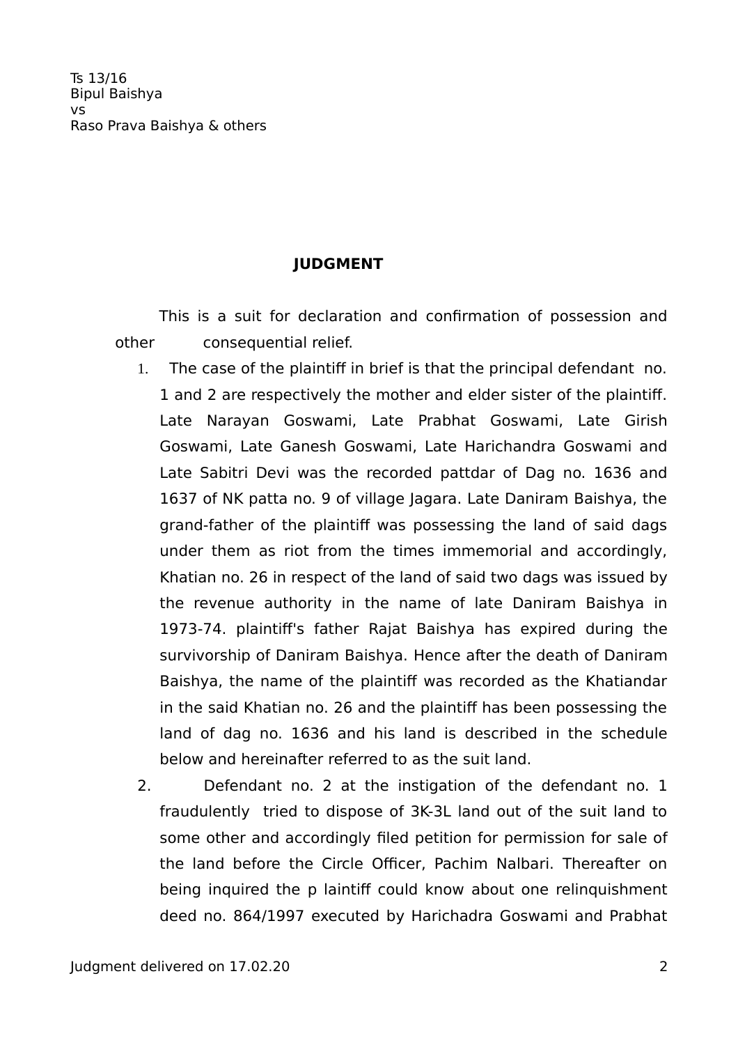Ts 13/16
Bipul Baishya
vs
Raso Prava Baishya & others

**JUDGMENT**

This is a suit for declaration and confirmation of possession and other consequential relief.

1. The case of the plaintiff in brief is that the principal defendant no. 1 and 2 are respectively the mother and elder sister of the plaintiff. Late Narayan Goswami, Late Prabhat Goswami, Late Girish Goswami, Late Ganesh Goswami, Late Harichandra Goswami and Late Sabitri Devi was the recorded pattdar of Dag no. 1636 and 1637 of NK patta no. 9 of village Jagara. Late Daniram Baishya, the grand-father of the plaintiff was possessing the land of said dags under them as riot from the times immemorial and accordingly, Khatian no. 26 in respect of the land of said two dags was issued by the revenue authority in the name of late Daniram Baishya in 1973-74. plaintiff's father Rajat Baishya has expired during the survivorship of Daniram Baishya. Hence after the death of Daniram Baishya, the name of the plaintiff was recorded as the Khatiandar in the said Khatian no. 26 and the plaintiff has been possessing the land of dag no. 1636 and his land is described in the schedule below and hereinafter referred to as the suit land.
2. Defendant no. 2 at the instigation of the defendant no. 1 fraudulently tried to dispose of 3K-3L land out of the suit land to some other and accordingly filed petition for permission for sale of the land before the Circle Officer, Pachim Nalbari. Thereafter on being inquired the p laintiff could know about one relinquishment deed no. 864/1997 executed by Harichadra Goswami and Prabhat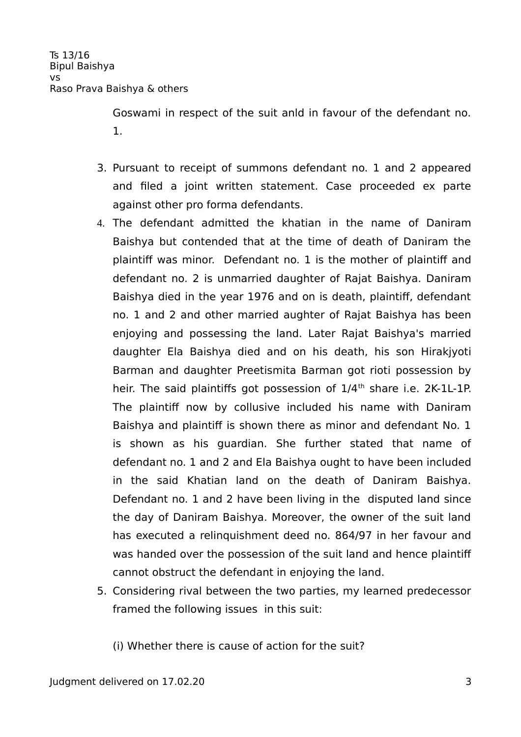Goswami in respect of the suit anld in favour of the defendant no. 1.

3. Pursuant to receipt of summons defendant no. 1 and 2 appeared and filed a joint written statement. Case proceeded ex parte against other pro forma defendants.
4. The defendant admitted the khatian in the name of Daniram Baishya but contended that at the time of death of Daniram the plaintiff was minor. Defendant no. 1 is the mother of plaintiff and defendant no. 2 is unmarried daughter of Rajat Baishya. Daniram Baishya died in the year 1976 and on is death, plaintiff, defendant no. 1 and 2 and other married aughter of Rajat Baishya has been enjoying and possessing the land. Later Rajat Baishya's married daughter Ela Baishya died and on his death, his son Hirakjyoti Barman and daughter Preetismita Barman got rioti possession by heir. The said plaintiffs got possession of $1/4^{th}$ share i.e. 2K-1L-1P. The plaintiff now by collusive included his name with Daniram Baishya and plaintiff is shown there as minor and defendant No. 1 is shown as his guardian. She further stated that name of defendant no. 1 and 2 and Ela Baishya ought to have been included in the said Khatian land on the death of Daniram Baishya. Defendant no. 1 and 2 have been living in the disputed land since the day of Daniram Baishya. Moreover, the owner of the suit land has executed a relinquishment deed no. 864/97 in her favour and was handed over the possession of the suit land and hence plaintiff cannot obstruct the defendant in enjoying the land.
5. Considering rival between the two parties, my learned predecessor framed the following issues in this suit:

   (i) Whether there is cause of action for the suit?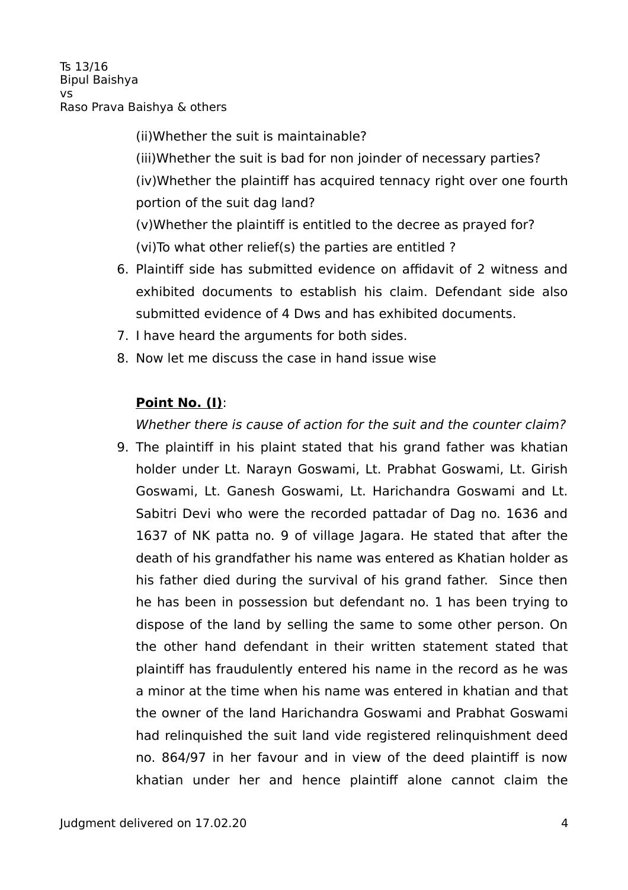(ii)Whether the suit is maintainable?

(iii)Whether the suit is bad for non joinder of necessary parties?

(iv)Whether the plaintiff has acquired tennacy right over one fourth portion of the suit dag land?

(v)Whether the plaintiff is entitled to the decree as prayed for?

(vi)To what other relief(s) the parties are entitled ?

6. Plaintiff side has submitted evidence on affidavit of 2 witness and exhibited documents to establish his claim. Defendant side also submitted evidence of 4 Dws and has exhibited documents.
7. I have heard the arguments for both sides.
8. Now let me discuss the case in hand issue wise

**Point No. (I)**:

*Whether there is cause of action for the suit and the counter claim?*

9. The plaintiff in his plaint stated that his grand father was khatian holder under Lt. Narayn Goswami, Lt. Prabhat Goswami, Lt. Girish Goswami, Lt. Ganesh Goswami, Lt. Harichandra Goswami and Lt. Sabitri Devi who were the recorded pattadar of Dag no. 1636 and 1637 of NK patta no. 9 of village Jagara. He stated that after the death of his grandfather his name was entered as Khatian holder as his father died during the survival of his grand father. Since then he has been in possession but defendant no. 1 has been trying to dispose of the land by selling the same to some other person. On the other hand defendant in their written statement stated that plaintiff has fraudulently entered his name in the record as he was a minor at the time when his name was entered in khatian and that the owner of the land Harichandra Goswami and Prabhat Goswami had relinquished the suit land vide registered relinquishment deed no. 864/97 in her favour and in view of the deed plaintiff is now khatian under her and hence plaintiff alone cannot claim the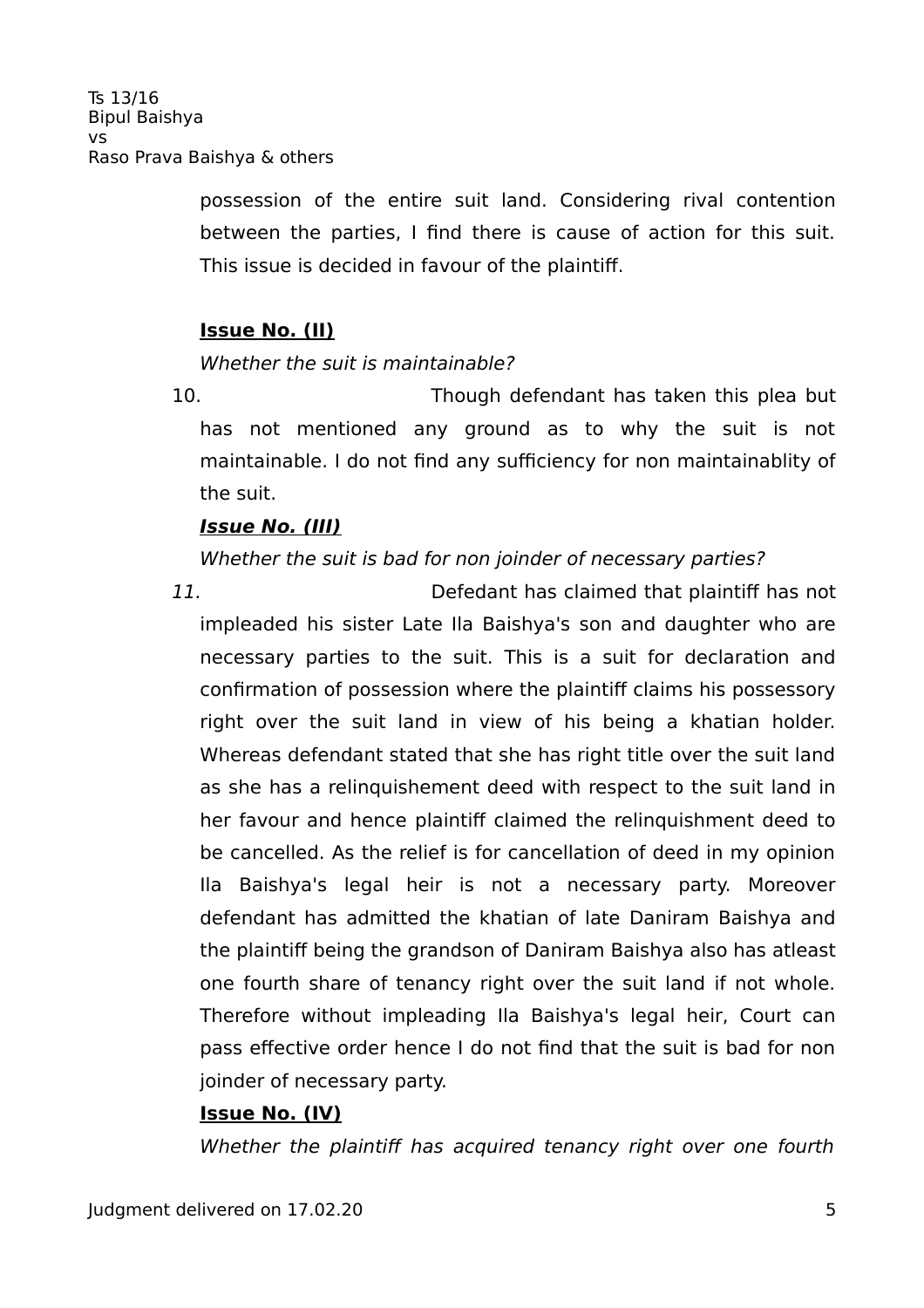possession of the entire suit land. Considering rival contention between the parties, I find there is cause of action for this suit. This issue is decided in favour of the plaintiff.

**Issue No. (II)**

*Whether the suit is maintainable?*

10. Though defendant has taken this plea but has not mentioned any ground as to why the suit is not maintainable. I do not find any sufficiency for non maintainablity of the suit.

***Issue No. (III)***

*Whether the suit is bad for non joinder of necessary parties?*

*11.* Defedant has claimed that plaintiff has not impleaded his sister Late Ila Baishya's son and daughter who are necessary parties to the suit. This is a suit for declaration and confirmation of possession where the plaintiff claims his possessory right over the suit land in view of his being a khatian holder. Whereas defendant stated that she has right title over the suit land as she has a relinquishement deed with respect to the suit land in her favour and hence plaintiff claimed the relinquishment deed to be cancelled. As the relief is for cancellation of deed in my opinion Ila Baishya's legal heir is not a necessary party. Moreover defendant has admitted the khatian of late Daniram Baishya and the plaintiff being the grandson of Daniram Baishya also has atleast one fourth share of tenancy right over the suit land if not whole. Therefore without impleading Ila Baishya's legal heir, Court can pass effective order hence I do not find that the suit is bad for non joinder of necessary party.

**Issue No. (IV)**

*Whether the plaintiff has acquired tenancy right over one fourth*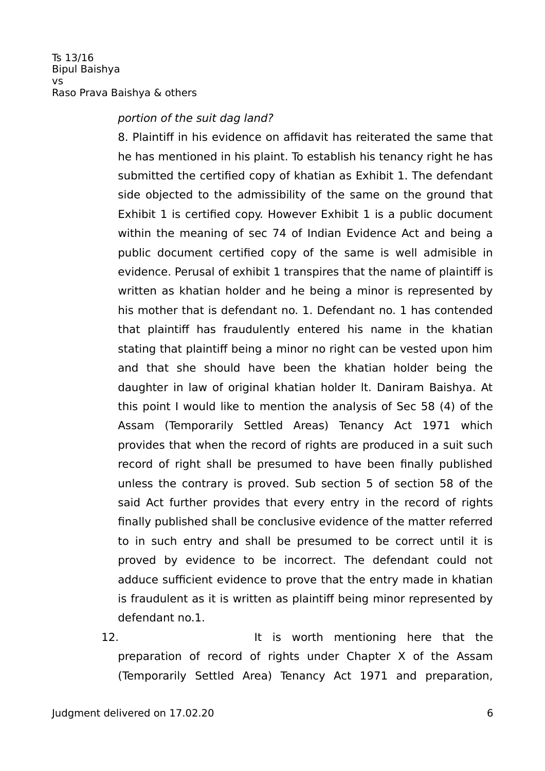*portion of the suit dag land?*

8. Plaintiff in his evidence on affidavit has reiterated the same that he has mentioned in his plaint. To establish his tenancy right he has submitted the certified copy of khatian as Exhibit 1. The defendant side objected to the admissibility of the same on the ground that Exhibit 1 is certified copy. However Exhibit 1 is a public document within the meaning of sec 74 of Indian Evidence Act and being a public document certified copy of the same is well admisible in evidence. Perusal of exhibit 1 transpires that the name of plaintiff is written as khatian holder and he being a minor is represented by his mother that is defendant no. 1. Defendant no. 1 has contended that plaintiff has fraudulently entered his name in the khatian stating that plaintiff being a minor no right can be vested upon him and that she should have been the khatian holder being the daughter in law of original khatian holder lt. Daniram Baishya. At this point I would like to mention the analysis of Sec 58 (4) of the Assam (Temporarily Settled Areas) Tenancy Act 1971 which provides that when the record of rights are produced in a suit such record of right shall be presumed to have been finally published unless the contrary is proved. Sub section 5 of section 58 of the said Act further provides that every entry in the record of rights finally published shall be conclusive evidence of the matter referred to in such entry and shall be presumed to be correct until it is proved by evidence to be incorrect. The defendant could not adduce sufficient evidence to prove that the entry made in khatian is fraudulent as it is written as plaintiff being minor represented by defendant no.1.

12. It is worth mentioning here that the preparation of record of rights under Chapter X of the Assam (Temporarily Settled Area) Tenancy Act 1971 and preparation,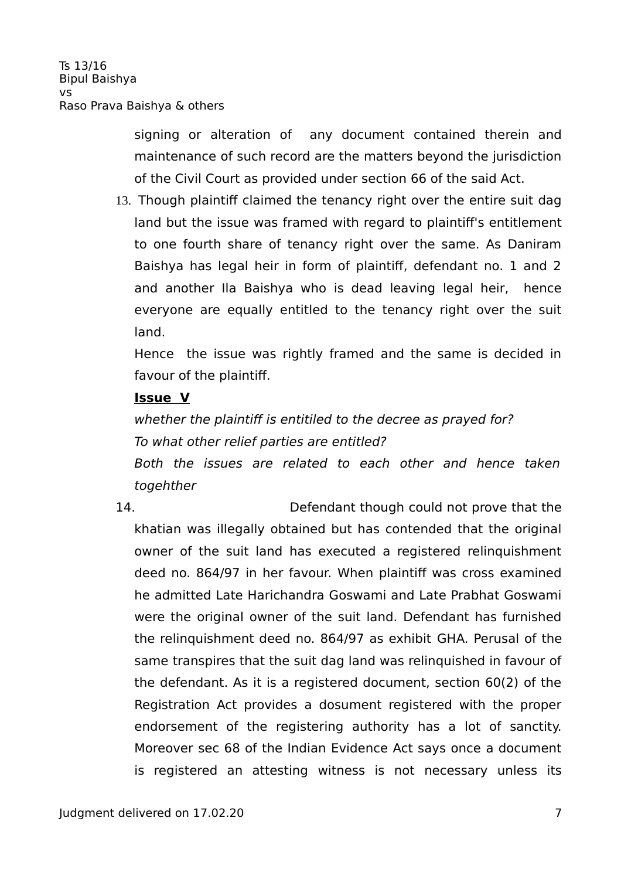signing or alteration of any document contained therein and maintenance of such record are the matters beyond the jurisdiction of the Civil Court as provided under section 66 of the said Act.

13. Though plaintiff claimed the tenancy right over the entire suit dag land but the issue was framed with regard to plaintiff's entitlement to one fourth share of tenancy right over the same. As Daniram Baishya has legal heir in form of plaintiff, defendant no. 1 and 2 and another Ila Baishya who is dead leaving legal heir, hence everyone are equally entitled to the tenancy right over the suit land.

Hence the issue was rightly framed and the same is decided in favour of the plaintiff.

**Issue V**

*whether the plaintiff is entitiled to the decree as prayed for?*

*To what other relief parties are entitled?*

*Both the issues are related to each other and hence taken togehther*

14. Defendant though could not prove that the khatian was illegally obtained but has contended that the original owner of the suit land has executed a registered relinquishment deed no. 864/97 in her favour. When plaintiff was cross examined he admitted Late Harichandra Goswami and Late Prabhat Goswami were the original owner of the suit land. Defendant has furnished the relinquishment deed no. 864/97 as exhibit GHA. Perusal of the same transpires that the suit dag land was relinquished in favour of the defendant. As it is a registered document, section 60(2) of the Registration Act provides a dosument registered with the proper endorsement of the registering authority has a lot of sanctity. Moreover sec 68 of the Indian Evidence Act says once a document is registered an attesting witness is not necessary unless its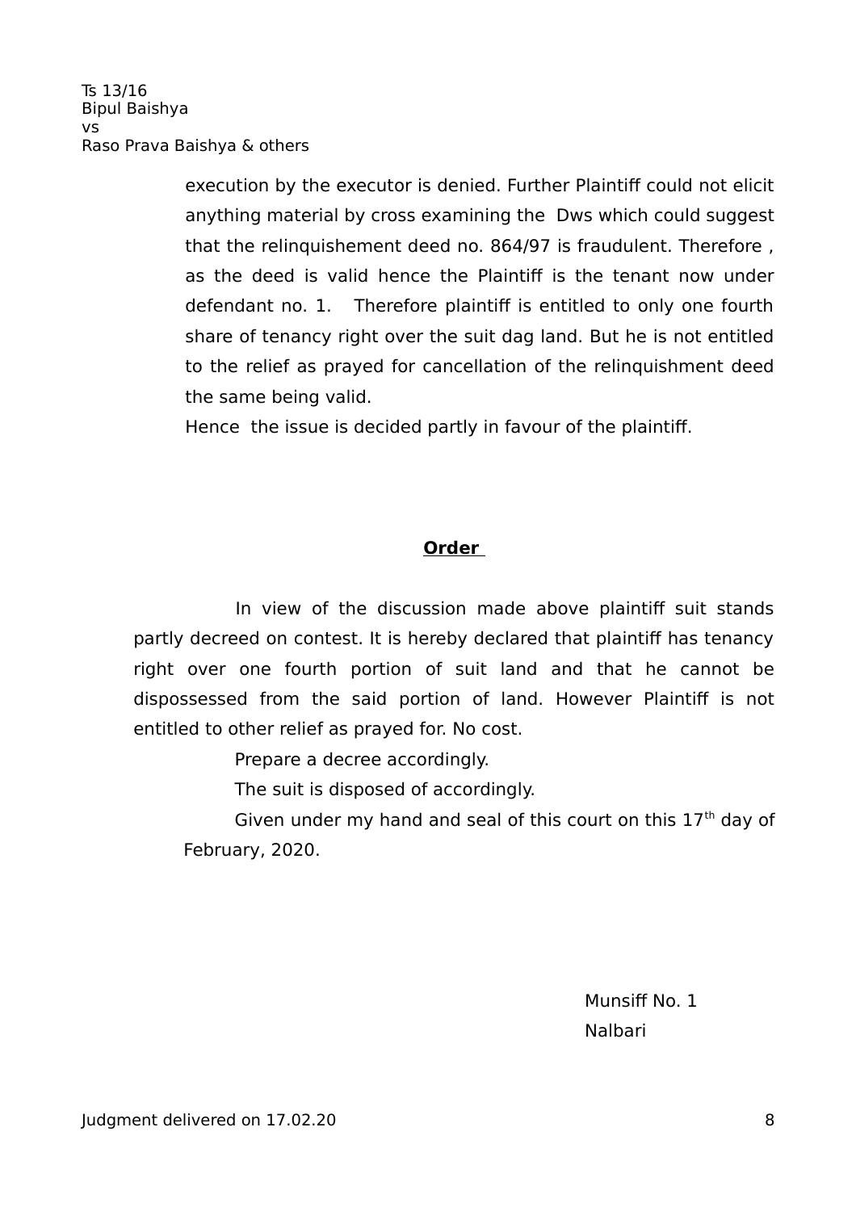execution by the executor is denied. Further Plaintiff could not elicit anything material by cross examining the Dws which could suggest that the relinquishement deed no. 864/97 is fraudulent. Therefore , as the deed is valid hence the Plaintiff is the tenant now under defendant no. 1. Therefore plaintiff is entitled to only one fourth share of tenancy right over the suit dag land. But he is not entitled to the relief as prayed for cancellation of the relinquishment deed the same being valid.

Hence the issue is decided partly in favour of the plaintiff.

## **Order**

In view of the discussion made above plaintiff suit stands partly decreed on contest. It is hereby declared that plaintiff has tenancy right over one fourth portion of suit land and that he cannot be dispossessed from the said portion of land. However Plaintiff is not entitled to other relief as prayed for. No cost.

Prepare a decree accordingly.

The suit is disposed of accordingly.

Given under my hand and seal of this court on this 17th day of February, 2020.

Munsiff No. 1
Nalbari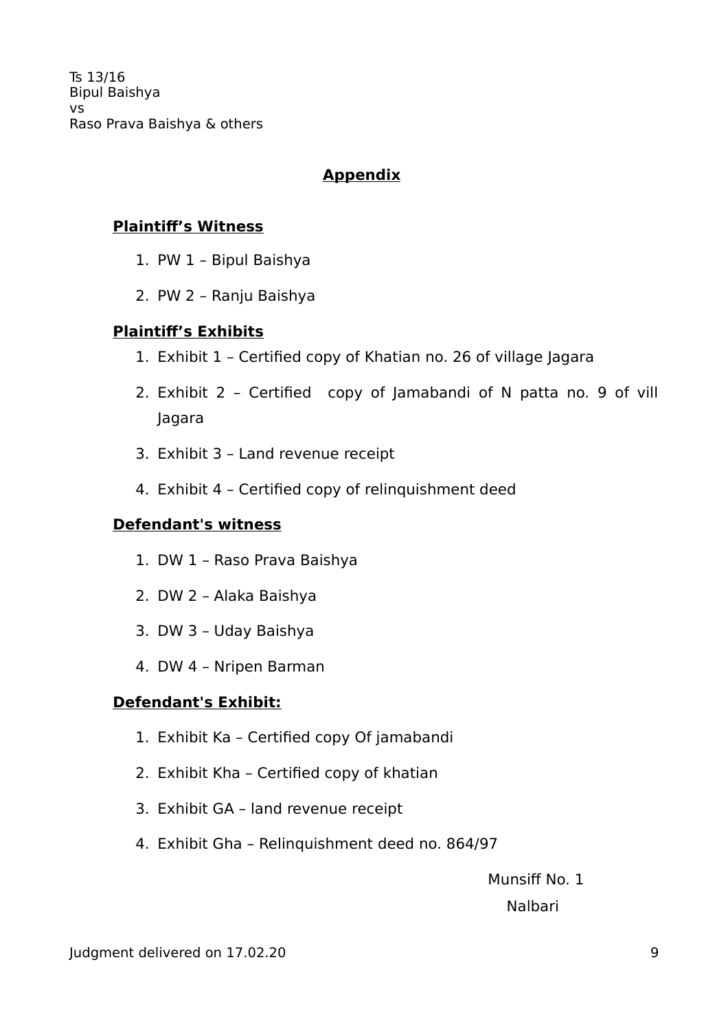Ts 13/16
Bipul Baishya
vs
Raso Prava Baishya & others

## Appendix

### Plaintiff's Witness

1. PW 1 – Bipul Baishya
2. PW 2 – Ranju Baishya

### Plaintiff's Exhibits

1. Exhibit 1 – Certified copy of Khatian no. 26 of village Jagara
2. Exhibit 2 – Certified copy of Jamabandi of N patta no. 9 of vill Jagara
3. Exhibit 3 – Land revenue receipt
4. Exhibit 4 – Certified copy of relinquishment deed

### Defendant's witness

1. DW 1 – Raso Prava Baishya
2. DW 2 – Alaka Baishya
3. DW 3 – Uday Baishya
4. DW 4 – Nripen Barman

### Defendant's Exhibit:

1. Exhibit Ka – Certified copy Of jamabandi
2. Exhibit Kha – Certified copy of khatian
3. Exhibit GA – land revenue receipt
4. Exhibit Gha – Relinquishment deed no. 864/97

Munsiff No. 1
Nalbari

Judgment delivered on 17.02.20